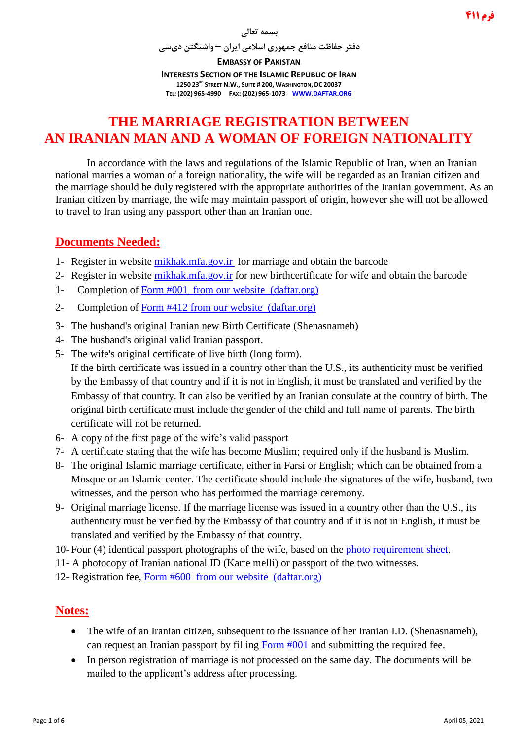فرم ۴۱۱

بسمه تعالی

دفتر حفاظت منافع جمهوری اسلامی ایران – واشنگتن دی‌سی

**EMBASSY OF PAKISTAN**

**INTERESTS SECTION OF THE ISLAMIC REPUBLIC OF IRAN**

**1250 23RD STREET N.W., SUITE # 200, WASHINGTON, DC 20037**

**TEL: (202) 965-4990 FAX: (202) 965-1073 WWW.DAFTAR.ORG**

# THE MARRIAGE REGISTRATION BETWEEN AN IRANIAN MAN AND A WOMAN OF FOREIGN NATIONALITY

In accordance with the laws and regulations of the Islamic Republic of Iran, when an Iranian national marries a woman of a foreign nationality, the wife will be regarded as an Iranian citizen and the marriage should be duly registered with the appropriate authorities of the Iranian government. As an Iranian citizen by marriage, the wife may maintain passport of origin, however she will not be allowed to travel to Iran using any passport other than an Iranian one.

## Documents Needed:

1- Register in website mikhak.mfa.gov.ir for marriage and obtain the barcode
2- Register in website mikhak.mfa.gov.ir for new birthcertificate for wife and obtain the barcode
1- Completion of Form #001 from our website (daftar.org)
2- Completion of Form #412 from our website (daftar.org)
3- The husband's original Iranian new Birth Certificate (Shenasnameh)
4- The husband's original valid Iranian passport.
5- The wife's original certificate of live birth (long form).
If the birth certificate was issued in a country other than the U.S., its authenticity must be verified by the Embassy of that country and if it is not in English, it must be translated and verified by the Embassy of that country. It can also be verified by an Iranian consulate at the country of birth. The original birth certificate must include the gender of the child and full name of parents. The birth certificate will not be returned.
6- A copy of the first page of the wife's valid passport
7- A certificate stating that the wife has become Muslim; required only if the husband is Muslim.
8- The original Islamic marriage certificate, either in Farsi or English; which can be obtained from a Mosque or an Islamic center. The certificate should include the signatures of the wife, husband, two witnesses, and the person who has performed the marriage ceremony.
9- Original marriage license. If the marriage license was issued in a country other than the U.S., its authenticity must be verified by the Embassy of that country and if it is not in English, it must be translated and verified by the Embassy of that country.
10- Four (4) identical passport photographs of the wife, based on the photo requirement sheet.
11- A photocopy of Iranian national ID (Karte melli) or passport of the two witnesses.
12- Registration fee, Form #600 from our website (daftar.org)

## Notes:

- The wife of an Iranian citizen, subsequent to the issuance of her Iranian I.D. (Shenasnameh), can request an Iranian passport by filling Form #001 and submitting the required fee.
- In person registration of marriage is not processed on the same day. The documents will be mailed to the applicant's address after processing.

April 05, 2021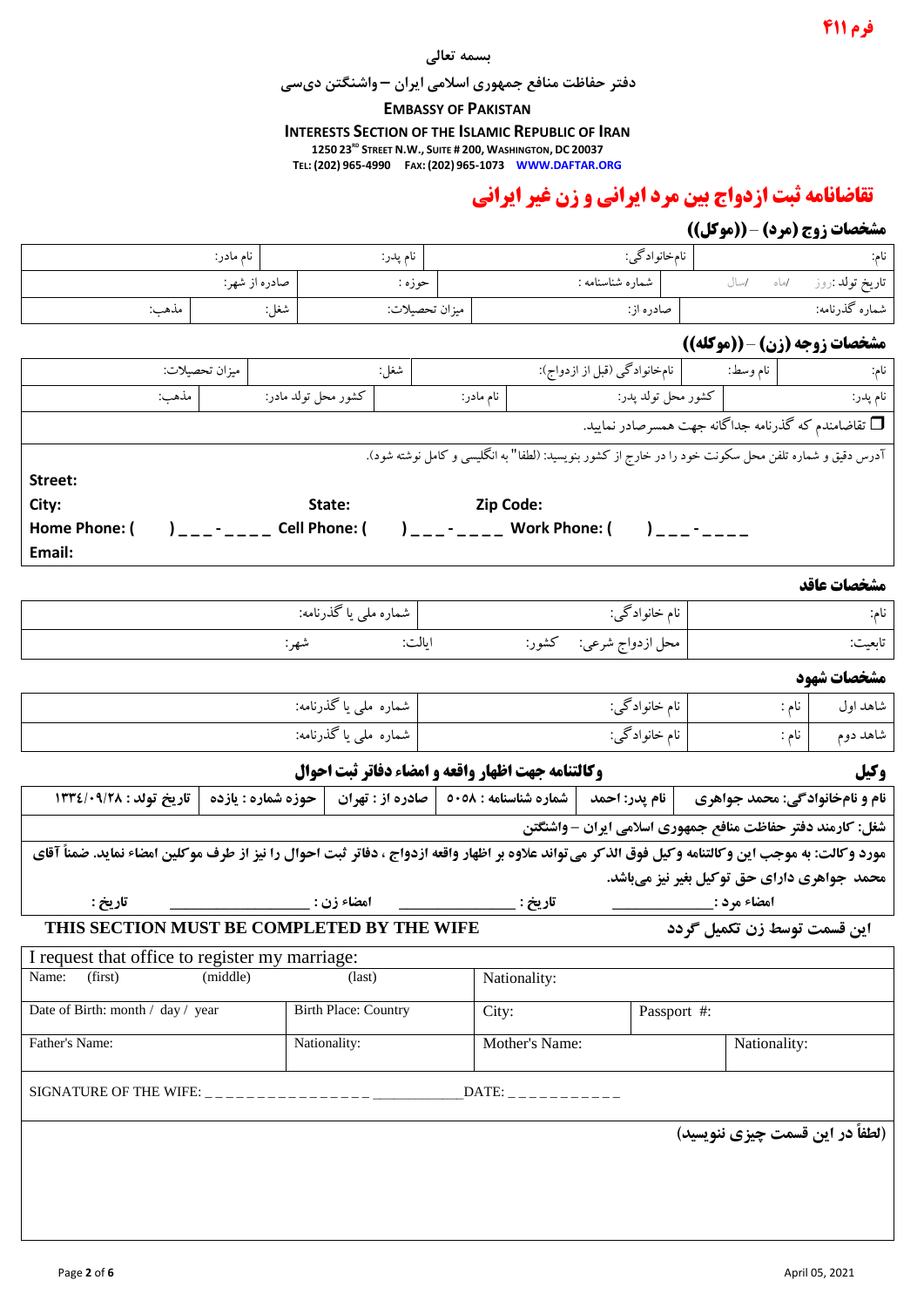فرم ۴۱۱

بسمه تعالی

دفتر حفاظت منافع جمهوری اسلامی ایران – واشنگتن دی‌سی

**EMBASSY OF PAKISTAN**

**INTERESTS SECTION OF THE ISLAMIC REPUBLIC OF IRAN**

1250 23RD STREET N.W., SUITE # 200, WASHINGTON, DC 20037

TEL: (202) 965-4990 FAX: (202) 965-1073 WWW.DAFTAR.ORG

# تقاضانامه ثبت ازدواج بین مرد ایرانی و زن غیر ایرانی

## مشخصات زوج (مرد) – ((موکل))

| نام: | نام‌خانوادگی: | نام پدر: | نام مادر: |
|---|---|---|---|
| تاریخ تولد: روز /ماه /سال | شماره شناسنامه : | حوزه : | صادره از شهر: |
| شماره گذرنامه: | صادره از: | میزان تحصیلات: | شغل: | مذهب: |

## مشخصات زوجه (زن) – ((موکله))

| نام: | نام وسط: | نام‌خانوادگی (قبل از ازدواج): | شغل: | میزان تحصیلات: |
|---|---|---|---|---|
| نام پدر: | کشور محل تولد پدر: | نام مادر: | کشور محل تولد مادر: | مذهب: |

☐ تقاضامندم که گذرنامه جداگانه جهت همسرصادر نمایید.

آدرس دقیق و شماره تلفن محل سکونت خود را در خارج از کشور بنویسید: (لطفا" به انگلیسی و کامل نوشته شود).

**Street:**

**City:** **State:** **Zip Code:**

**Home Phone: ( )\_\_\_-\_\_\_\_ Cell Phone: ( )\_\_\_-\_\_\_\_ Work Phone: ( )\_\_\_-\_\_\_\_**

**Email:**

## مشخصات عاقد

| نام: | نام خانوادگی: | شماره ملی یا گذرنامه: |
|---|---|---|
| تابعیت: | محل ازدواج شرعی: کشور: | ایالت: شهر: |

## مشخصات شهود

| شاهد اول | نام : | نام خانوادگی: | شماره ملی یا گذرنامه: |
|---|---|---|---|
| شاهد دوم | نام : | نام خانوادگی: | شماره ملی یا گذرنامه: |

## وکیل — وکالتنامه جهت اظهار واقعه و امضاء دفاتر ثبت احوال

| نام و نام‌خانوادگی: محمد جواهری | نام پدر: احمد | شماره شناسنامه : ۵۰۵۸ | صادره از : تهران | حوزه شماره : یازده | تاریخ تولد : ۱۳۳٤/۰۹/۲۸ |
|---|---|---|---|---|---|

**شغل: کارمند دفتر حفاظت منافع جمهوری اسلامی ایران – واشنگتن**

**مورد وکالت: به موجب این وکالتنامه وکیل فوق الذکر می‌تواند علاوه بر اظهار واقعه ازدواج ، دفاتر ثبت احوال را نیز از طرف موکلین امضاء نماید. ضمناً آقای محمد جواهری دارای حق توکیل بغیر نیز می‌باشد.**

**امضاء مرد :\_\_\_\_\_\_\_\_\_\_\_\_ تاریخ : \_\_\_\_\_\_\_\_\_\_\_\_ امضاء زن : \_\_\_\_\_\_\_\_\_\_\_\_ تاریخ :**

## THIS SECTION MUST BE COMPLETED BY THE WIFE — این قسمت توسط زن تکمیل گردد

I request that office to register my marriage:

| Name: (first) (middle) (last) | | Nationality: | |
|---|---|---|---|
| Date of Birth: month / day / year | Birth Place: Country | City: | Passport #: |
| Father's Name: | Nationality: | Mother's Name: | Nationality: |

SIGNATURE OF THE WIFE: \_\_\_\_\_\_\_\_\_\_\_\_\_\_\_\_\_\_\_\_\_\_\_\_\_\_\_\_ DATE: \_\_\_\_\_\_\_\_\_\_\_

**(لطفاً در این قسمت چیزی ننویسید)**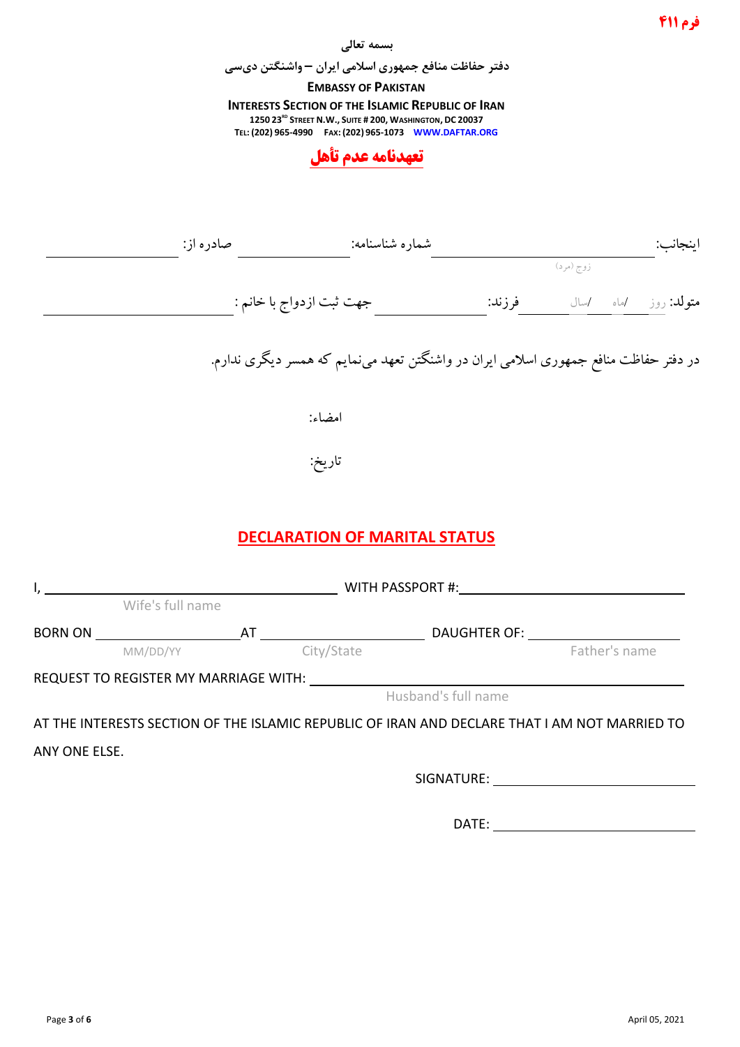فرم ۴۱۱

**بسمه تعالی**

**دفتر حفاظت منافع جمهوری اسلامی ایران – واشنگتن دی‌سی**

**EMBASSY OF PAKISTAN**

**INTERESTS SECTION OF THE ISLAMIC REPUBLIC OF IRAN**

1250 23RD STREET N.W., SUITE # 200, WASHINGTON, DC 20037

TEL: (202) 965-4990 FAX: (202) 965-1073 WWW.DAFTAR.ORG

## تعهدنامه عدم تأهل

اینجانب: ______________________ شماره شناسنامه: ______________ صادره از: ______________

زوج (مرد)

متولد: روز / ماه / سال ______ فرزند: ______________ جهت ثبت ازدواج با خانم : ______________________

در دفتر حفاظت منافع جمهوری اسلامی ایران در واشنگتن تعهد می‌نمایم که همسر دیگری ندارم.

امضاء:

تاریخ:

## DECLARATION OF MARITAL STATUS

I, ______________________ (Wife's full name) WITH PASSPORT #: ______________________

BORN ON ______________ (MM/DD/YY) AT ______________ (City/State) DAUGHTER OF: ______________ (Father's name)

REQUEST TO REGISTER MY MARRIAGE WITH: ______________________ (Husband's full name)

AT THE INTERESTS SECTION OF THE ISLAMIC REPUBLIC OF IRAN AND DECLARE THAT I AM NOT MARRIED TO ANY ONE ELSE.

SIGNATURE: ______________________

DATE: ______________________

April 05, 2021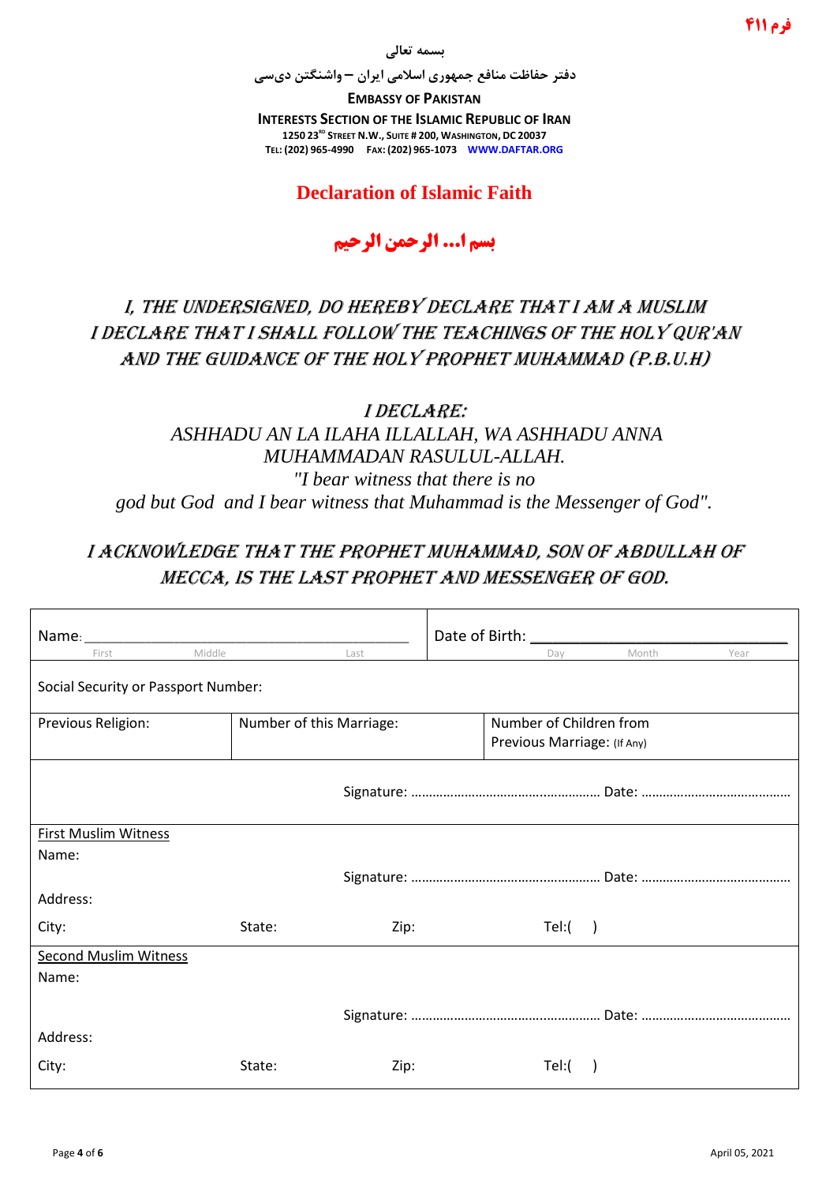فرم ۴۱۱

بسمه تعالی

دفتر حفاظت منافع جمهوری اسلامی ایران – واشنگتن دی‌سی

**EMBASSY OF PAKISTAN**

**INTERESTS SECTION OF THE ISLAMIC REPUBLIC OF IRAN**

**1250 23RD STREET N.W., SUITE # 200, WASHINGTON, DC 20037**

**TEL: (202) 965-4990 FAX: (202) 965-1073 WWW.DAFTAR.ORG**

# Declaration of Islamic Faith

## بسم ا... الرحمن الرحيم

*I, THE UNDERSIGNED, DO HEREBY DECLARE THAT I AM A MUSLIM*
*I DECLARE THAT I SHALL FOLLOW THE TEACHINGS OF THE HOLY QUR'AN AND THE GUIDANCE OF THE HOLY PROPHET MUHAMMAD (P.B.U.H)*

*I DECLARE:*
*ASHHADU AN LA ILAHA ILLALLAH, WA ASHHADU ANNA MUHAMMADAN RASULUL-ALLAH.*
*"I bear witness that there is no god but God and I bear witness that Muhammad is the Messenger of God".*

*I ACKNOWLEDGE THAT THE PROPHET MUHAMMAD, SON OF ABDULLAH OF MECCA, IS THE LAST PROPHET AND MESSENGER OF GOD.*

| Name: ____________________ (First / Middle / Last) | | Date of Birth: ____________________ (Day / Month / Year) |
|---|---|---|
| Social Security or Passport Number: | | |
| Previous Religion: | Number of this Marriage: | Number of Children from Previous Marriage: (If Any) |
| Signature: ………………………………… Date: ………………………… | | |

**First Muslim Witness**

Name:

Signature: ………………………………… Date: …………………………

Address:

City: State: Zip: Tel:( )

**Second Muslim Witness**

Name:

Signature: ………………………………… Date: …………………………

Address:

City: State: Zip: Tel:( )

April 05, 2021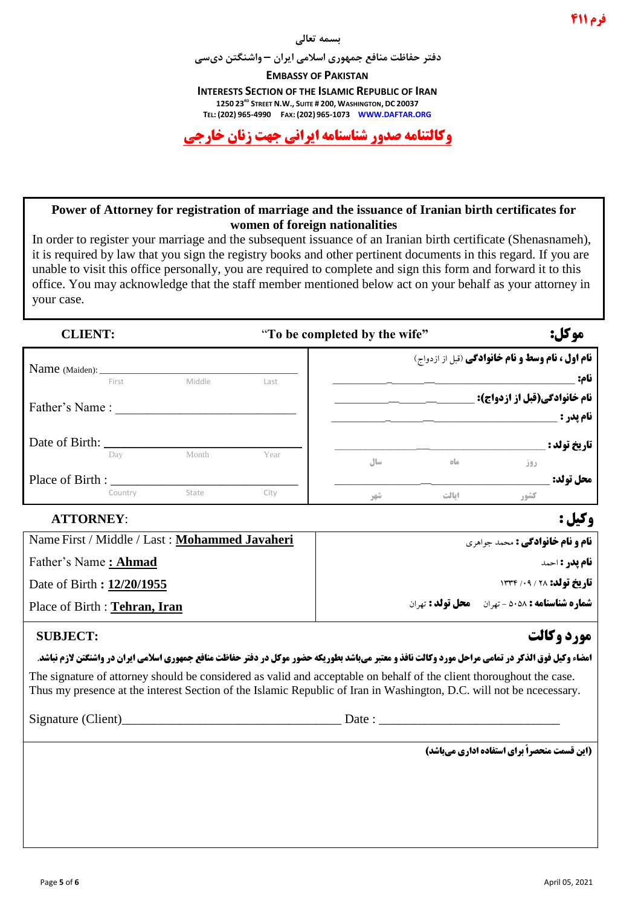فرم ۴۱۱

بسمه تعالی

دفتر حفاظت منافع جمهوری اسلامی ایران – واشنگتن دی‌سی

**EMBASSY OF PAKISTAN**

**INTERESTS SECTION OF THE ISLAMIC REPUBLIC OF IRAN**

1250 23RD STREET N.W., SUITE # 200, WASHINGTON, DC 20037

TEL: (202) 965-4990 FAX: (202) 965-1073 WWW.DAFTAR.ORG

# وکالتنامه صدور شناسنامه ایرانی جهت زنان خارجی

**Power of Attorney for registration of marriage and the issuance of Iranian birth certificates for women of foreign nationalities**

In order to register your marriage and the subsequent issuance of an Iranian birth certificate (Shenasnameh), it is required by law that you sign the registry books and other pertinent documents in this regard. If you are unable to visit this office personally, you are required to complete and sign this form and forward it to this office. You may acknowledge that the staff member mentioned below act on your behalf as your attorney in your case.

**CLIENT:** "To be completed by the wife" **موکل:**

| | |
|---|---|
| Name (Maiden): ____________ (First / Middle / Last) | **نام اول ، نام وسط و نام خانوادگی** (قبل از ازدواج) <br> **نام:** ____________ |
| Father's Name : ____________ | **نام خانوادگی(قبل از ازدواج):** ____________ <br> **نام پدر :** ____________ |
| Date of Birth: ____________ (Day / Month / Year) | **تاریخ تولد :** ____________ (روز / ماه / سال) |
| Place of Birth : ____________ (Country / State / City) | **محل تولد:** ____________ (کشور / ایالت / شهر) |

**ATTORNEY:** **وکیل :**

| | |
|---|---|
| Name First / Middle / Last : **Mohammed Javaheri** | **نام و نام خانوادگی :** محمد جواهری |
| Father's Name **: Ahmad** | **نام پدر :** احمد |
| Date of Birth **: 12/20/1955** | **تاریخ تولد:** ۲۸ / ۰۹ / ۱۳۳۴ |
| Place of Birth : **Tehran, Iran** | **شماره شناسنامه :** ۵۰۵۸ – تهران **محل تولد :** تهران |

**SUBJECT:** **مورد وکالت**

**امضاء وکیل فوق الذکر در تمامی مراحل مورد وکالت نافذ و معتبر می‌باشد بطوریکه حضور موکل در دفتر حفاظت منافع جمهوری اسلامی ایران در واشنگتن لازم نباشد.**

The signature of attorney should be considered as valid and acceptable on behalf of the client thoroughout the case. Thus my presence at the interest Section of the Islamic Republic of Iran in Washington, D.C. will not be ncecessary.

Signature (Client)____________________ Date : ____________________

**(این قسمت منحصراً برای استفاده اداری می‌باشد)**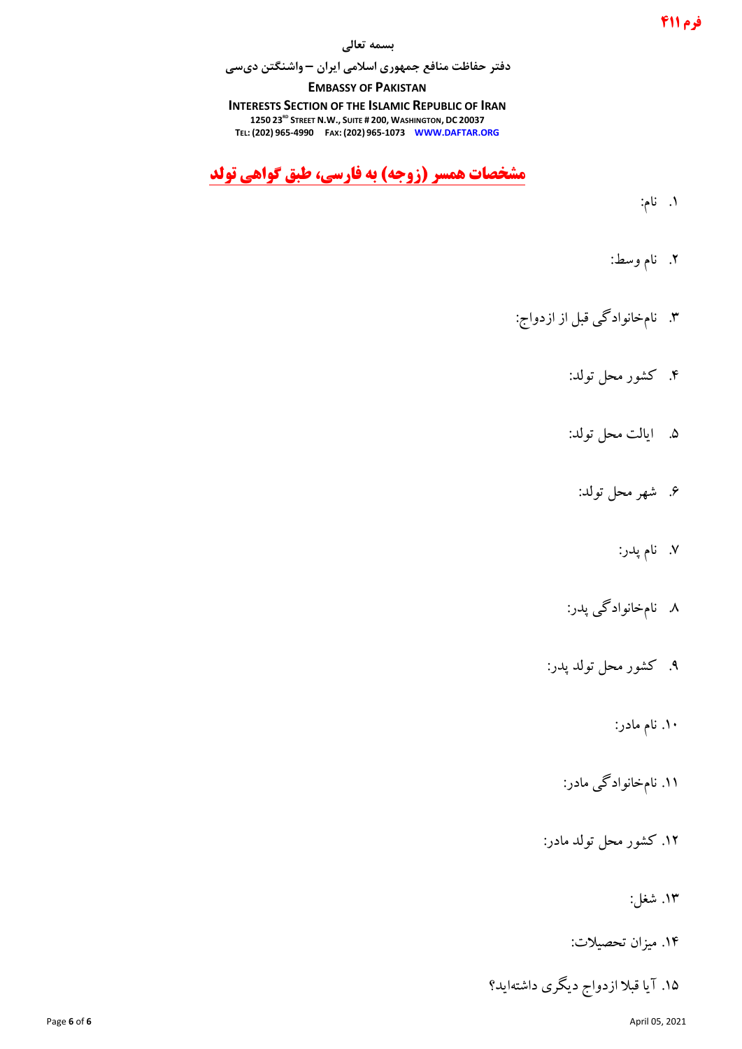فرم ۴۱۱

**بسمه تعالی**

**دفتر حفاظت منافع جمهوری اسلامی ایران – واشنگتن دی‌سی**

**EMBASSY OF PAKISTAN**

**INTERESTS SECTION OF THE ISLAMIC REPUBLIC OF IRAN**

**1250 23RD STREET N.W., SUITE # 200, WASHINGTON, DC 20037**

**TEL: (202) 965-4990 FAX: (202) 965-1073 WWW.DAFTAR.ORG**

# مشخصات همسر (زوجه) به فارسی، طبق گواهی تولد

۱. نام:

۲. نام وسط:

۳. نام‌خانوادگی قبل از ازدواج:

۴. کشور محل تولد:

۵. ایالت محل تولد:

۶. شهر محل تولد:

۷. نام پدر:

۸. نام‌خانوادگی پدر:

۹. کشور محل تولد پدر:

۱۰. نام مادر:

۱۱. نام‌خانوادگی مادر:

۱۲. کشور محل تولد مادر:

۱۳. شغل:

۱۴. میزان تحصیلات:

۱۵. آیا قبلا ازدواج دیگری داشته‌اید؟

April 05, 2021